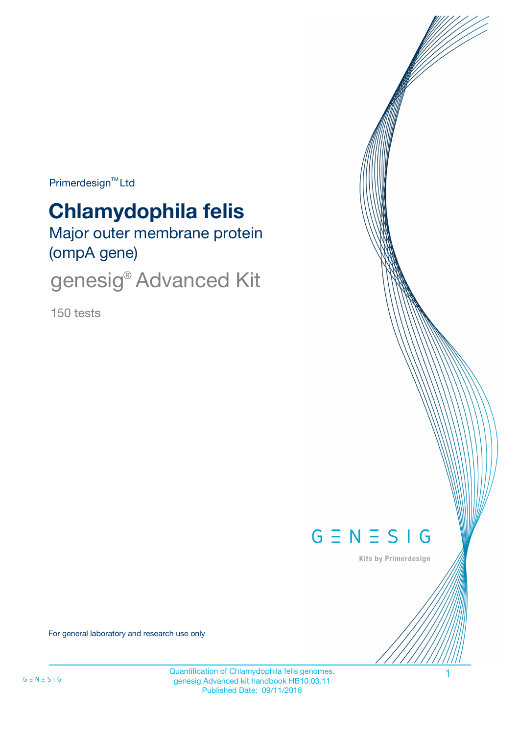Primerdesign™ Ltd

# Chlamydophila felis

## Major outer membrane protein (ompA gene)

## genesig® Advanced Kit

150 tests

GENESIG

Kits by Primerdesign

For general laboratory and research use only

Quantification of Chlamydophila felis genomes.
genesig Advanced kit handbook HB10.03.11
Published Date: 09/11/2018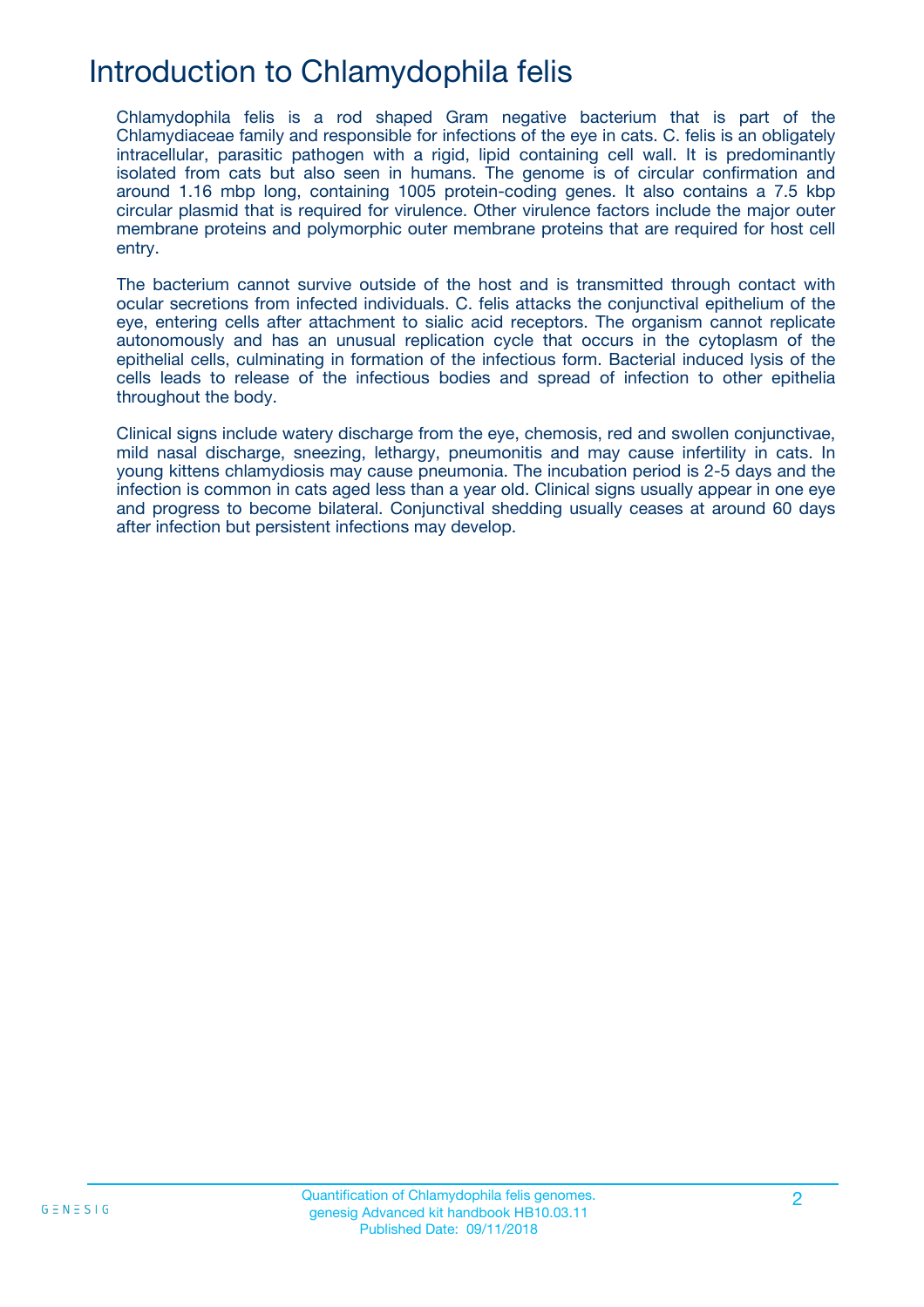# Introduction to Chlamydophila felis

Chlamydophila felis is a rod shaped Gram negative bacterium that is part of the Chlamydiaceae family and responsible for infections of the eye in cats. C. felis is an obligately intracellular, parasitic pathogen with a rigid, lipid containing cell wall. It is predominantly isolated from cats but also seen in humans. The genome is of circular confirmation and around 1.16 mbp long, containing 1005 protein-coding genes. It also contains a 7.5 kbp circular plasmid that is required for virulence. Other virulence factors include the major outer membrane proteins and polymorphic outer membrane proteins that are required for host cell entry.

The bacterium cannot survive outside of the host and is transmitted through contact with ocular secretions from infected individuals. C. felis attacks the conjunctival epithelium of the eye, entering cells after attachment to sialic acid receptors. The organism cannot replicate autonomously and has an unusual replication cycle that occurs in the cytoplasm of the epithelial cells, culminating in formation of the infectious form. Bacterial induced lysis of the cells leads to release of the infectious bodies and spread of infection to other epithelia throughout the body.

Clinical signs include watery discharge from the eye, chemosis, red and swollen conjunctivae, mild nasal discharge, sneezing, lethargy, pneumonitis and may cause infertility in cats. In young kittens chlamydiosis may cause pneumonia. The incubation period is 2-5 days and the infection is common in cats aged less than a year old. Clinical signs usually appear in one eye and progress to become bilateral. Conjunctival shedding usually ceases at around 60 days after infection but persistent infections may develop.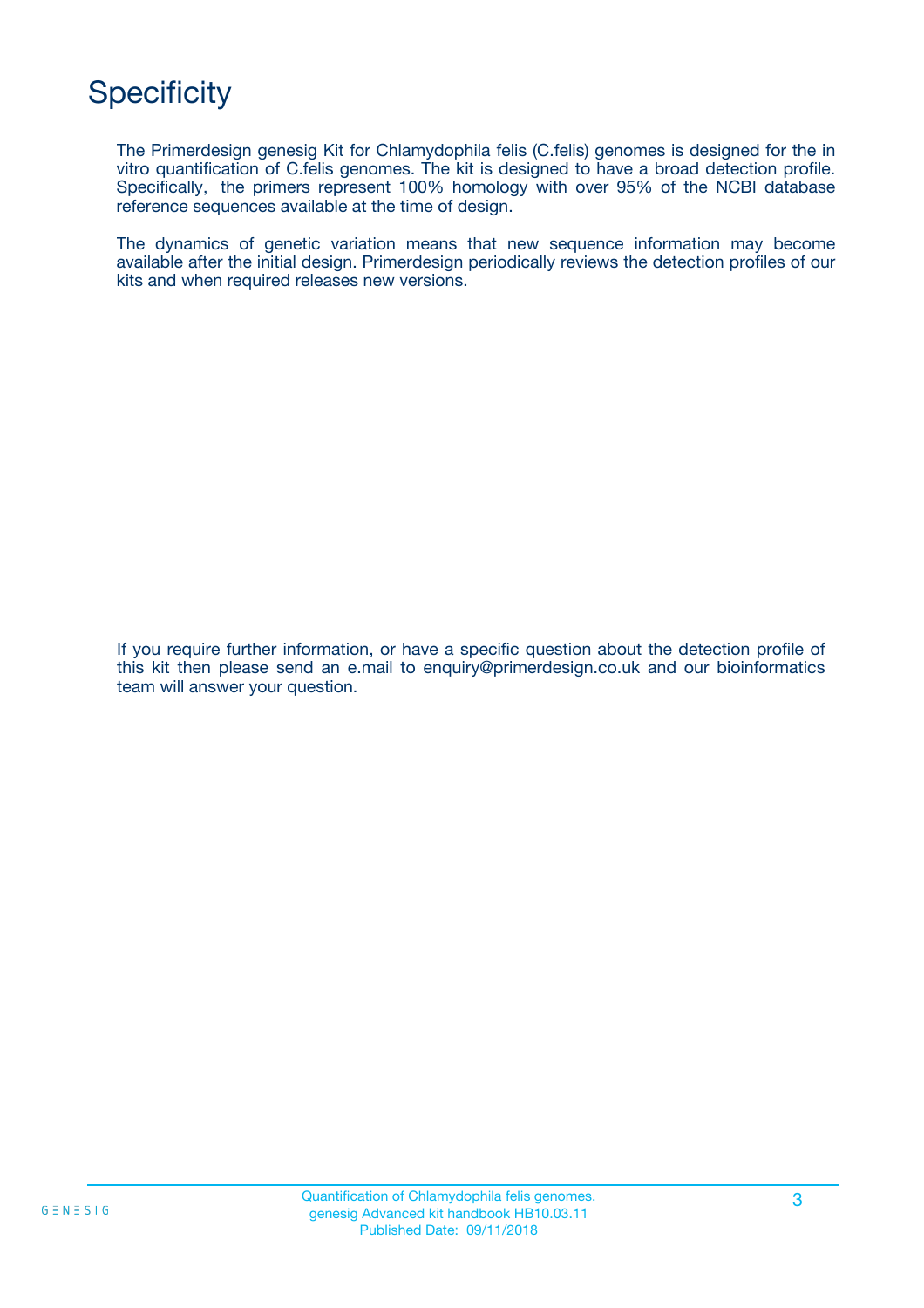# Specificity

The Primerdesign genesig Kit for Chlamydophila felis (C.felis) genomes is designed for the in vitro quantification of C.felis genomes. The kit is designed to have a broad detection profile. Specifically, the primers represent 100% homology with over 95% of the NCBI database reference sequences available at the time of design.

The dynamics of genetic variation means that new sequence information may become available after the initial design. Primerdesign periodically reviews the detection profiles of our kits and when required releases new versions.

If you require further information, or have a specific question about the detection profile of this kit then please send an e.mail to enquiry@primerdesign.co.uk and our bioinformatics team will answer your question.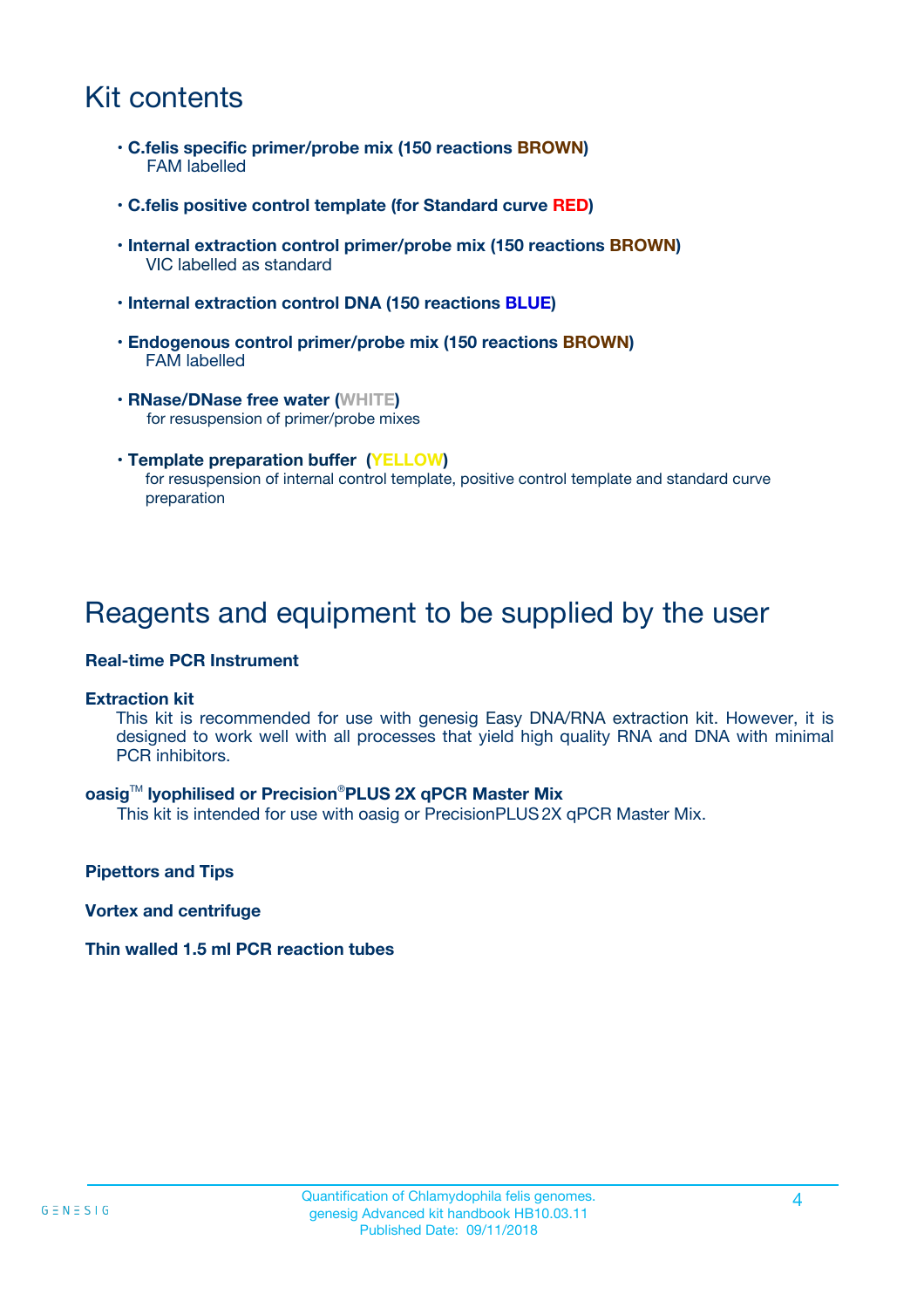# Kit contents

- **C.felis specific primer/probe mix (150 reactions BROWN)**
  FAM labelled
- **C.felis positive control template (for Standard curve RED)**
- **Internal extraction control primer/probe mix (150 reactions BROWN)**
  VIC labelled as standard
- **Internal extraction control DNA (150 reactions BLUE)**
- **Endogenous control primer/probe mix (150 reactions BROWN)**
  FAM labelled
- **RNase/DNase free water (WHITE)**
  for resuspension of primer/probe mixes
- **Template preparation buffer (YELLOW)**
  for resuspension of internal control template, positive control template and standard curve preparation

# Reagents and equipment to be supplied by the user

**Real-time PCR Instrument**

**Extraction kit**

This kit is recommended for use with genesig Easy DNA/RNA extraction kit. However, it is designed to work well with all processes that yield high quality RNA and DNA with minimal PCR inhibitors.

**oasig™ lyophilised or Precision®PLUS 2X qPCR Master Mix**

This kit is intended for use with oasig or PrecisionPLUS 2X qPCR Master Mix.

**Pipettors and Tips**

**Vortex and centrifuge**

**Thin walled 1.5 ml PCR reaction tubes**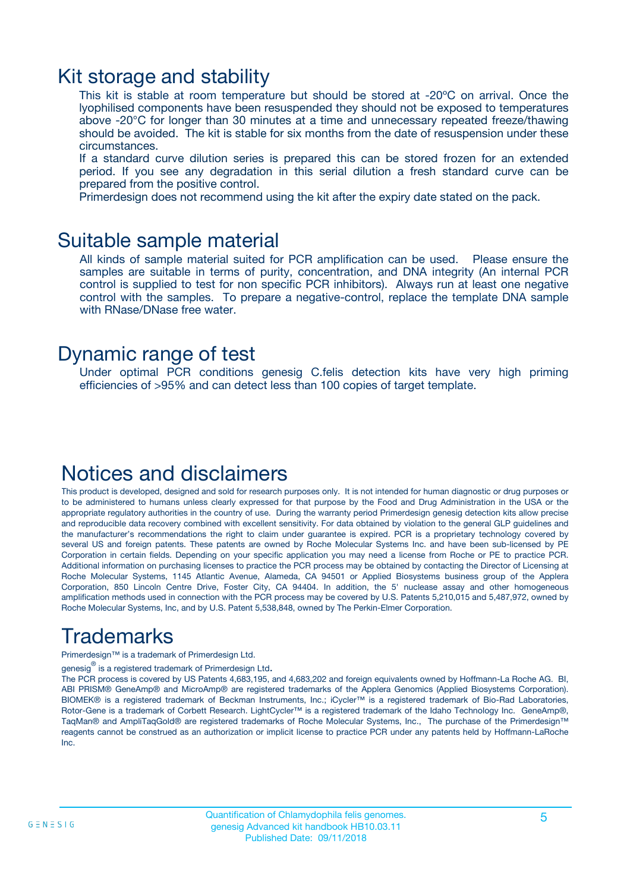# Kit storage and stability

This kit is stable at room temperature but should be stored at -20ºC on arrival. Once the lyophilised components have been resuspended they should not be exposed to temperatures above -20°C for longer than 30 minutes at a time and unnecessary repeated freeze/thawing should be avoided. The kit is stable for six months from the date of resuspension under these circumstances.

If a standard curve dilution series is prepared this can be stored frozen for an extended period. If you see any degradation in this serial dilution a fresh standard curve can be prepared from the positive control.

Primerdesign does not recommend using the kit after the expiry date stated on the pack.

# Suitable sample material

All kinds of sample material suited for PCR amplification can be used. Please ensure the samples are suitable in terms of purity, concentration, and DNA integrity (An internal PCR control is supplied to test for non specific PCR inhibitors). Always run at least one negative control with the samples. To prepare a negative-control, replace the template DNA sample with RNase/DNase free water.

# Dynamic range of test

Under optimal PCR conditions genesig C.felis detection kits have very high priming efficiencies of >95% and can detect less than 100 copies of target template.

# Notices and disclaimers

This product is developed, designed and sold for research purposes only. It is not intended for human diagnostic or drug purposes or to be administered to humans unless clearly expressed for that purpose by the Food and Drug Administration in the USA or the appropriate regulatory authorities in the country of use. During the warranty period Primerdesign genesig detection kits allow precise and reproducible data recovery combined with excellent sensitivity. For data obtained by violation to the general GLP guidelines and the manufacturer's recommendations the right to claim under guarantee is expired. PCR is a proprietary technology covered by several US and foreign patents. These patents are owned by Roche Molecular Systems Inc. and have been sub-licensed by PE Corporation in certain fields. Depending on your specific application you may need a license from Roche or PE to practice PCR. Additional information on purchasing licenses to practice the PCR process may be obtained by contacting the Director of Licensing at Roche Molecular Systems, 1145 Atlantic Avenue, Alameda, CA 94501 or Applied Biosystems business group of the Applera Corporation, 850 Lincoln Centre Drive, Foster City, CA 94404. In addition, the 5' nuclease assay and other homogeneous amplification methods used in connection with the PCR process may be covered by U.S. Patents 5,210,015 and 5,487,972, owned by Roche Molecular Systems, Inc, and by U.S. Patent 5,538,848, owned by The Perkin-Elmer Corporation.

# Trademarks

Primerdesign™ is a trademark of Primerdesign Ltd.

genesig® is a registered trademark of Primerdesign Ltd.

The PCR process is covered by US Patents 4,683,195, and 4,683,202 and foreign equivalents owned by Hoffmann-La Roche AG. BI, ABI PRISM® GeneAmp® and MicroAmp® are registered trademarks of the Applera Genomics (Applied Biosystems Corporation). BIOMEK® is a registered trademark of Beckman Instruments, Inc.; iCycler™ is a registered trademark of Bio-Rad Laboratories, Rotor-Gene is a trademark of Corbett Research. LightCycler™ is a registered trademark of the Idaho Technology Inc. GeneAmp®, TaqMan® and AmpliTaqGold® are registered trademarks of Roche Molecular Systems, Inc., The purchase of the Primerdesign™ reagents cannot be construed as an authorization or implicit license to practice PCR under any patents held by Hoffmann-LaRoche Inc.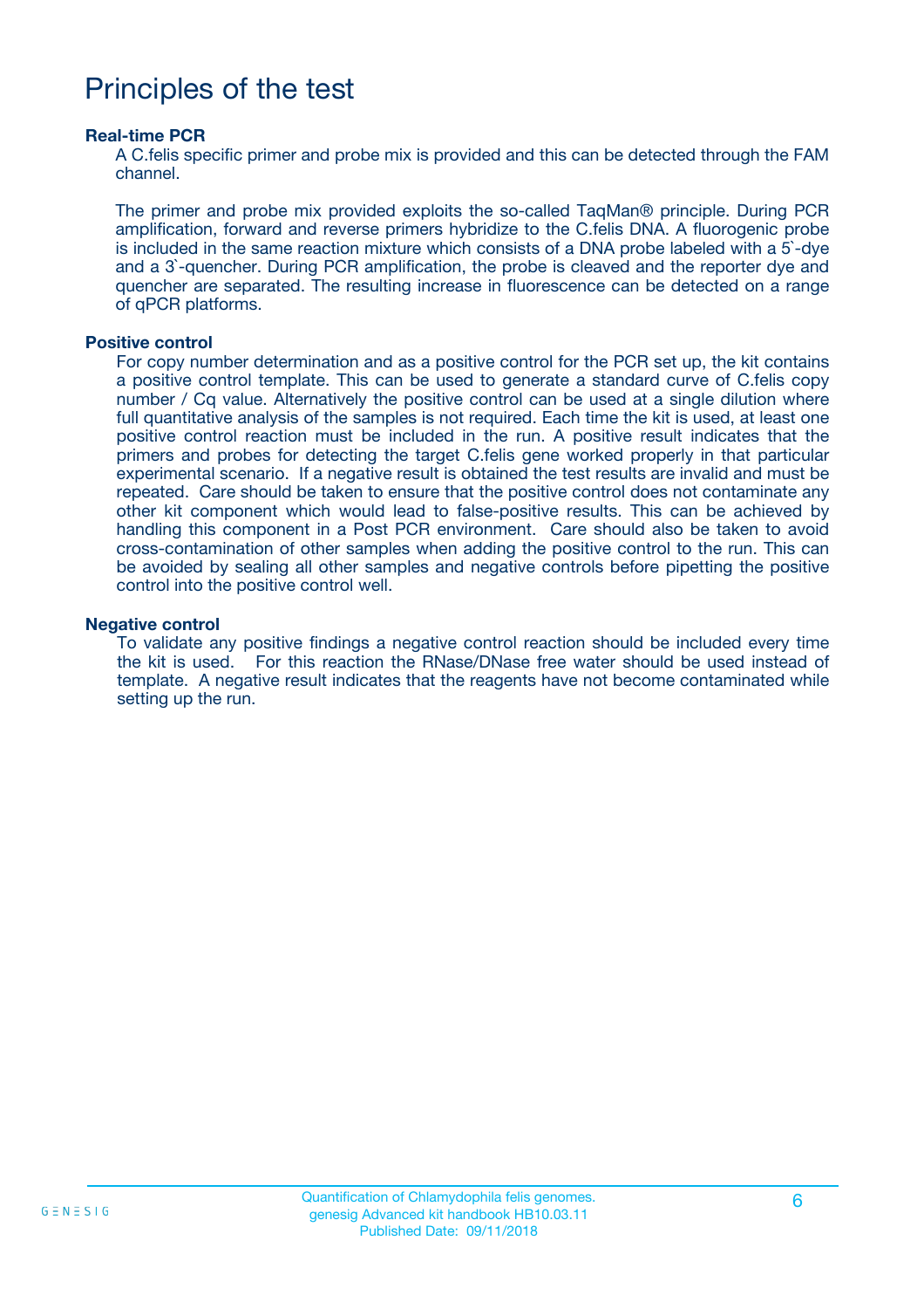# Principles of the test

**Real-time PCR**

A C.felis specific primer and probe mix is provided and this can be detected through the FAM channel.

The primer and probe mix provided exploits the so-called TaqMan® principle. During PCR amplification, forward and reverse primers hybridize to the C.felis DNA. A fluorogenic probe is included in the same reaction mixture which consists of a DNA probe labeled with a 5`-dye and a 3`-quencher. During PCR amplification, the probe is cleaved and the reporter dye and quencher are separated. The resulting increase in fluorescence can be detected on a range of qPCR platforms.

**Positive control**

For copy number determination and as a positive control for the PCR set up, the kit contains a positive control template. This can be used to generate a standard curve of C.felis copy number / Cq value. Alternatively the positive control can be used at a single dilution where full quantitative analysis of the samples is not required. Each time the kit is used, at least one positive control reaction must be included in the run. A positive result indicates that the primers and probes for detecting the target C.felis gene worked properly in that particular experimental scenario. If a negative result is obtained the test results are invalid and must be repeated. Care should be taken to ensure that the positive control does not contaminate any other kit component which would lead to false-positive results. This can be achieved by handling this component in a Post PCR environment. Care should also be taken to avoid cross-contamination of other samples when adding the positive control to the run. This can be avoided by sealing all other samples and negative controls before pipetting the positive control into the positive control well.

**Negative control**

To validate any positive findings a negative control reaction should be included every time the kit is used. For this reaction the RNase/DNase free water should be used instead of template. A negative result indicates that the reagents have not become contaminated while setting up the run.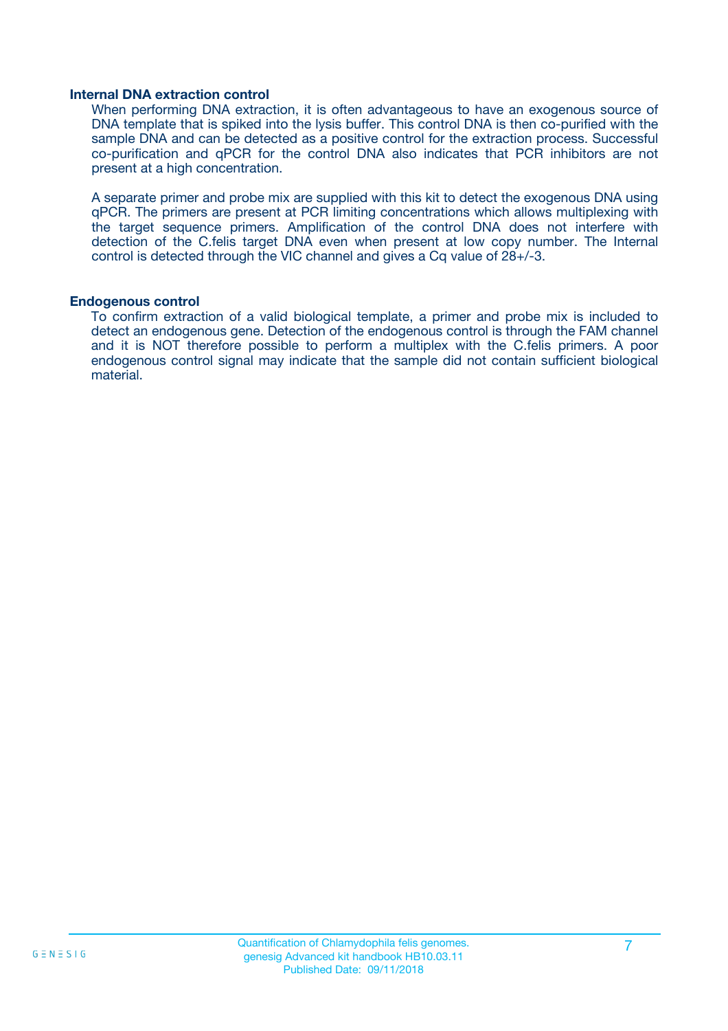### Internal DNA extraction control

When performing DNA extraction, it is often advantageous to have an exogenous source of DNA template that is spiked into the lysis buffer. This control DNA is then co-purified with the sample DNA and can be detected as a positive control for the extraction process. Successful co-purification and qPCR for the control DNA also indicates that PCR inhibitors are not present at a high concentration.

A separate primer and probe mix are supplied with this kit to detect the exogenous DNA using qPCR. The primers are present at PCR limiting concentrations which allows multiplexing with the target sequence primers. Amplification of the control DNA does not interfere with detection of the C.felis target DNA even when present at low copy number. The Internal control is detected through the VIC channel and gives a Cq value of 28+/-3.

### Endogenous control

To confirm extraction of a valid biological template, a primer and probe mix is included to detect an endogenous gene. Detection of the endogenous control is through the FAM channel and it is NOT therefore possible to perform a multiplex with the C.felis primers. A poor endogenous control signal may indicate that the sample did not contain sufficient biological material.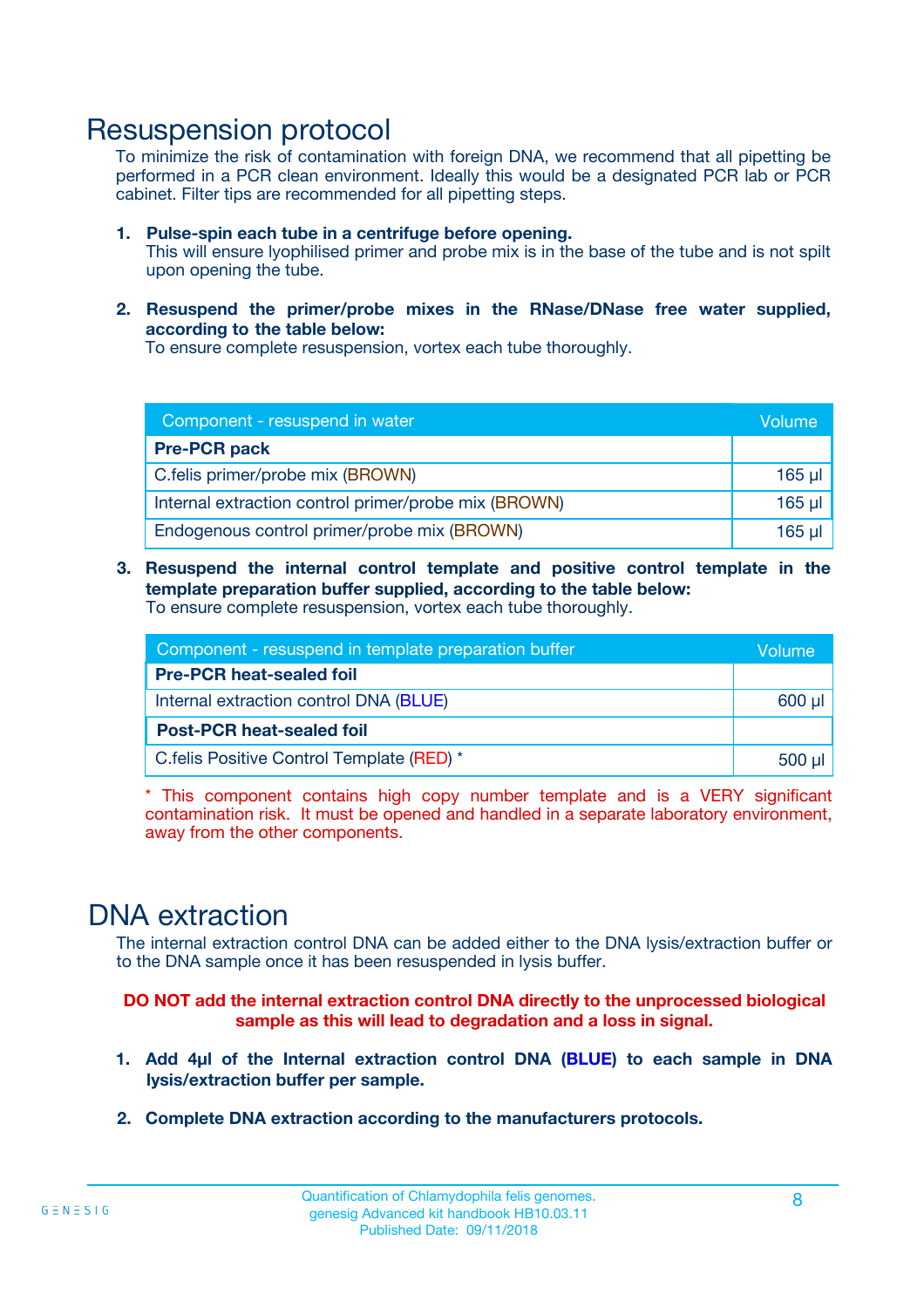# Resuspension protocol

To minimize the risk of contamination with foreign DNA, we recommend that all pipetting be performed in a PCR clean environment. Ideally this would be a designated PCR lab or PCR cabinet. Filter tips are recommended for all pipetting steps.

1. **Pulse-spin each tube in a centrifuge before opening.**
   This will ensure lyophilised primer and probe mix is in the base of the tube and is not spilt upon opening the tube.

2. **Resuspend the primer/probe mixes in the RNase/DNase free water supplied, according to the table below:**
   To ensure complete resuspension, vortex each tube thoroughly.

| Component - resuspend in water | Volume |
|---|---|
| **Pre-PCR pack** | |
| C.felis primer/probe mix (BROWN) | 165 µl |
| Internal extraction control primer/probe mix (BROWN) | 165 µl |
| Endogenous control primer/probe mix (BROWN) | 165 µl |

3. **Resuspend the internal control template and positive control template in the template preparation buffer supplied, according to the table below:**
   To ensure complete resuspension, vortex each tube thoroughly.

| Component - resuspend in template preparation buffer | Volume |
|---|---|
| **Pre-PCR heat-sealed foil** | |
| Internal extraction control DNA (BLUE) | 600 µl |
| **Post-PCR heat-sealed foil** | |
| C.felis Positive Control Template (RED) * | 500 µl |

\* This component contains high copy number template and is a VERY significant contamination risk. It must be opened and handled in a separate laboratory environment, away from the other components.

# DNA extraction

The internal extraction control DNA can be added either to the DNA lysis/extraction buffer or to the DNA sample once it has been resuspended in lysis buffer.

**DO NOT add the internal extraction control DNA directly to the unprocessed biological sample as this will lead to degradation and a loss in signal.**

1. **Add 4µl of the Internal extraction control DNA (BLUE) to each sample in DNA lysis/extraction buffer per sample.**

2. **Complete DNA extraction according to the manufacturers protocols.**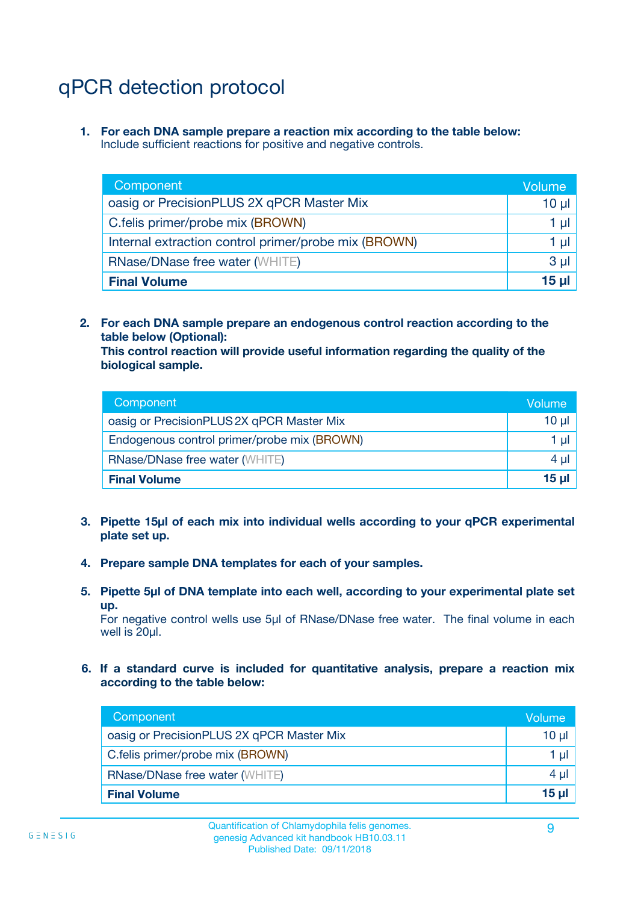# qPCR detection protocol

1. **For each DNA sample prepare a reaction mix according to the table below:**
   Include sufficient reactions for positive and negative controls.

| Component | Volume |
|---|---|
| oasig or PrecisionPLUS 2X qPCR Master Mix | 10 µl |
| C.felis primer/probe mix (BROWN) | 1 µl |
| Internal extraction control primer/probe mix (BROWN) | 1 µl |
| RNase/DNase free water (WHITE) | 3 µl |
| **Final Volume** | **15 µl** |

2. **For each DNA sample prepare an endogenous control reaction according to the table below (Optional):**
   **This control reaction will provide useful information regarding the quality of the biological sample.**

| Component | Volume |
|---|---|
| oasig or PrecisionPLUS 2X qPCR Master Mix | 10 µl |
| Endogenous control primer/probe mix (BROWN) | 1 µl |
| RNase/DNase free water (WHITE) | 4 µl |
| **Final Volume** | **15 µl** |

3. **Pipette 15µl of each mix into individual wells according to your qPCR experimental plate set up.**

4. **Prepare sample DNA templates for each of your samples.**

5. **Pipette 5µl of DNA template into each well, according to your experimental plate set up.**
   For negative control wells use 5µl of RNase/DNase free water. The final volume in each well is 20µl.

6. **If a standard curve is included for quantitative analysis, prepare a reaction mix according to the table below:**

| Component | Volume |
|---|---|
| oasig or PrecisionPLUS 2X qPCR Master Mix | 10 µl |
| C.felis primer/probe mix (BROWN) | 1 µl |
| RNase/DNase free water (WHITE) | 4 µl |
| **Final Volume** | **15 µl** |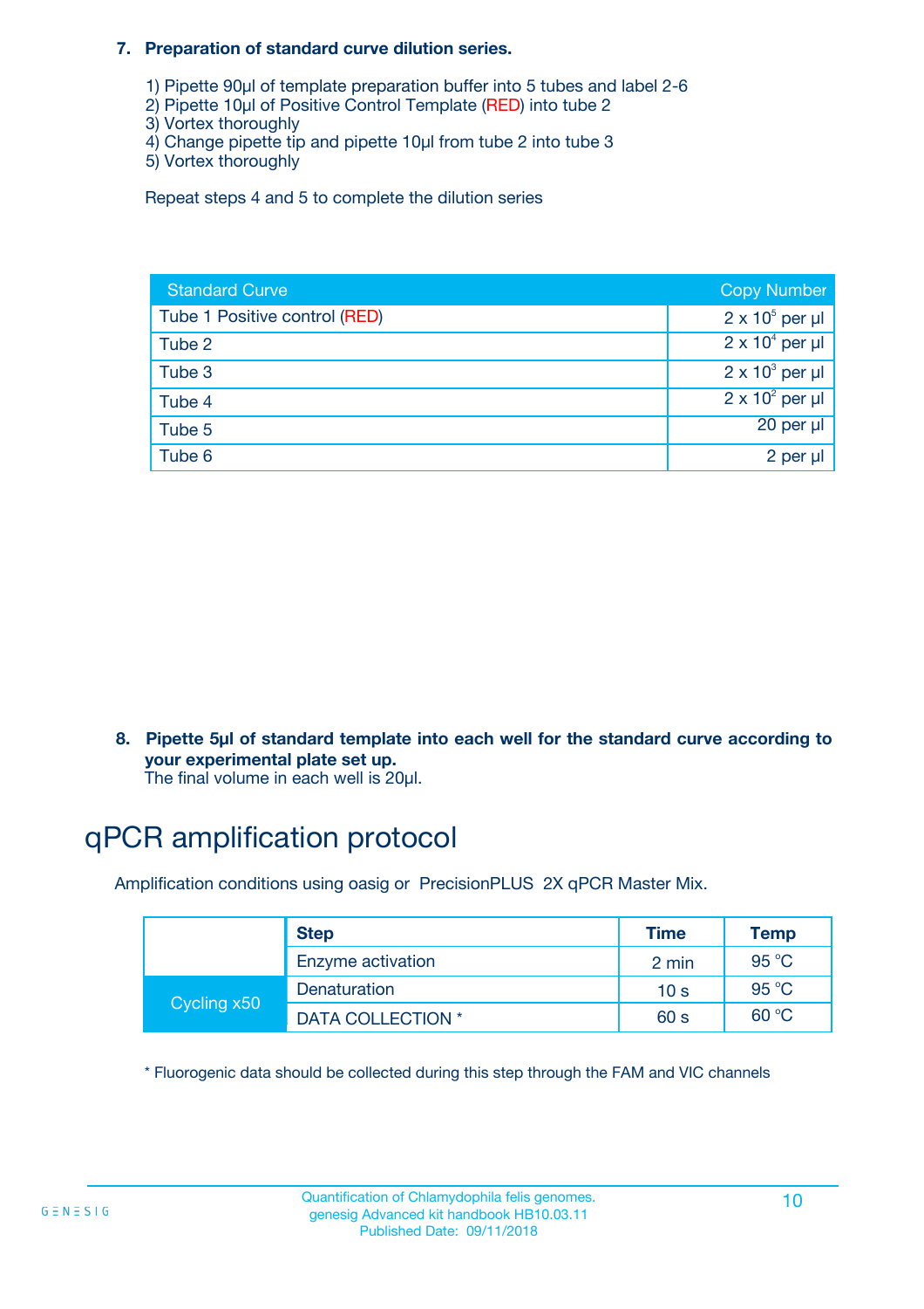**7. Preparation of standard curve dilution series.**

1) Pipette 90µl of template preparation buffer into 5 tubes and label 2-6
2) Pipette 10µl of Positive Control Template (RED) into tube 2
3) Vortex thoroughly
4) Change pipette tip and pipette 10µl from tube 2 into tube 3
5) Vortex thoroughly

Repeat steps 4 and 5 to complete the dilution series

| Standard Curve | Copy Number |
|---|---|
| Tube 1 Positive control (RED) | $2 \times 10^5$ per µl |
| Tube 2 | $2 \times 10^4$ per µl |
| Tube 3 | $2 \times 10^3$ per µl |
| Tube 4 | $2 \times 10^2$ per µl |
| Tube 5 | 20 per µl |
| Tube 6 | 2 per µl |

**8. Pipette 5µl of standard template into each well for the standard curve according to your experimental plate set up.**
The final volume in each well is 20µl.

# qPCR amplification protocol

Amplification conditions using oasig or PrecisionPLUS 2X qPCR Master Mix.

| | Step | Time | Temp |
|---|---|---|---|
| | Enzyme activation | 2 min | 95 °C |
| Cycling x50 | Denaturation | 10 s | 95 °C |
| | DATA COLLECTION * | 60 s | 60 °C |

* Fluorogenic data should be collected during this step through the FAM and VIC channels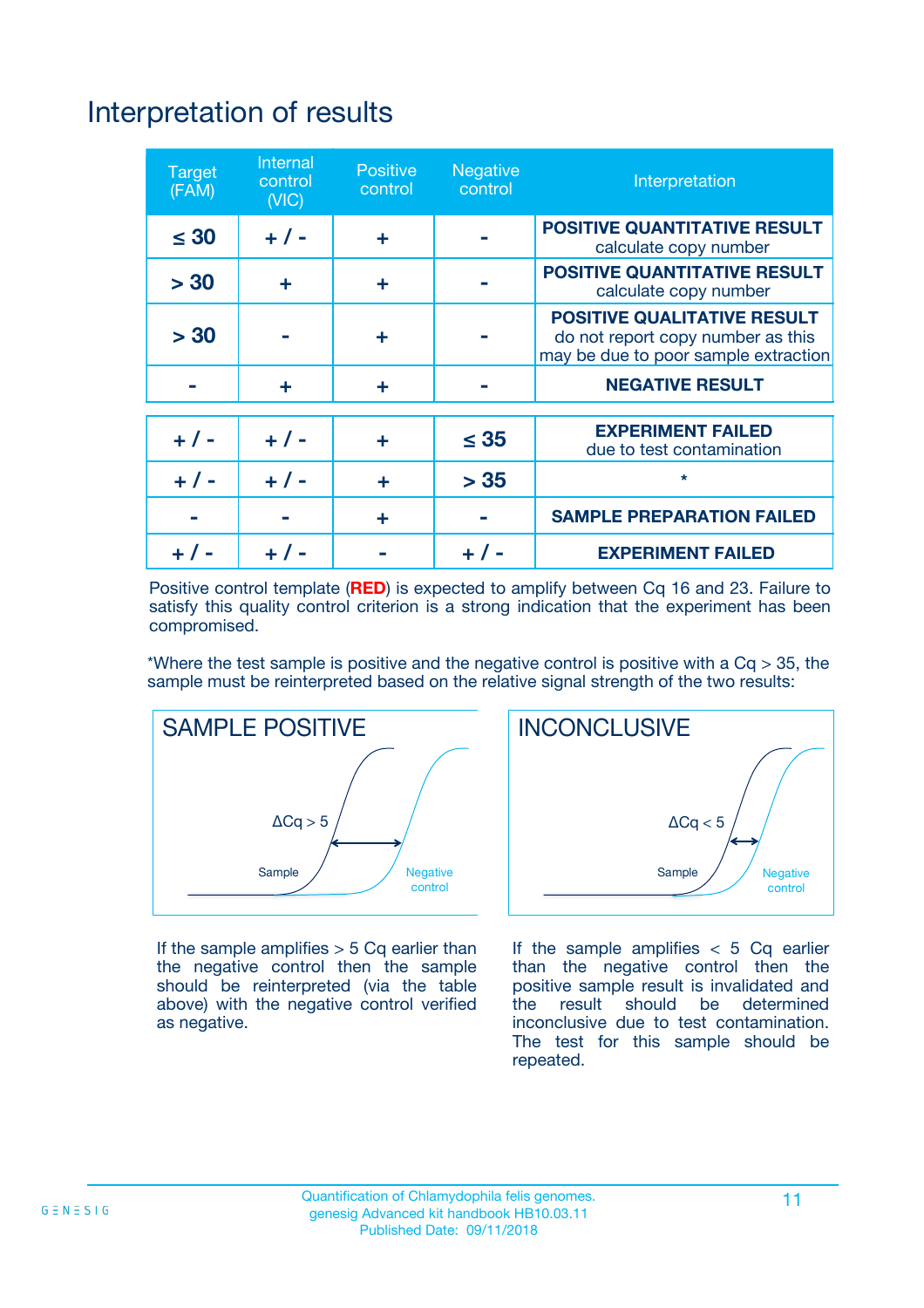# Interpretation of results

| Target (FAM) | Internal control (VIC) | Positive control | Negative control | Interpretation |
|---|---|---|---|---|
| ≤ 30 | + / - | + | - | **POSITIVE QUANTITATIVE RESULT** calculate copy number |
| > 30 | + | + | - | **POSITIVE QUANTITATIVE RESULT** calculate copy number |
| > 30 | - | + | - | **POSITIVE QUALITATIVE RESULT** do not report copy number as this may be due to poor sample extraction |
| - | + | + | - | **NEGATIVE RESULT** |
| + / - | + / - | + | ≤ 35 | **EXPERIMENT FAILED** due to test contamination |
| + / - | + / - | + | > 35 | * |
| - | - | + | - | **SAMPLE PREPARATION FAILED** |
| + / - | + / - | - | + / - | **EXPERIMENT FAILED** |

Positive control template (**RED**) is expected to amplify between Cq 16 and 23. Failure to satisfy this quality control criterion is a strong indication that the experiment has been compromised.

*Where the test sample is positive and the negative control is positive with a Cq > 35, the sample must be reinterpreted based on the relative signal strength of the two results:

**SAMPLE POSITIVE**

ΔCq > 5

Sample

Negative control

If the sample amplifies > 5 Cq earlier than the negative control then the sample should be reinterpreted (via the table above) with the negative control verified as negative.

**INCONCLUSIVE**

ΔCq < 5

Sample

Negative control

If the sample amplifies < 5 Cq earlier than the negative control then the positive sample result is invalidated and the result should be determined inconclusive due to test contamination. The test for this sample should be repeated.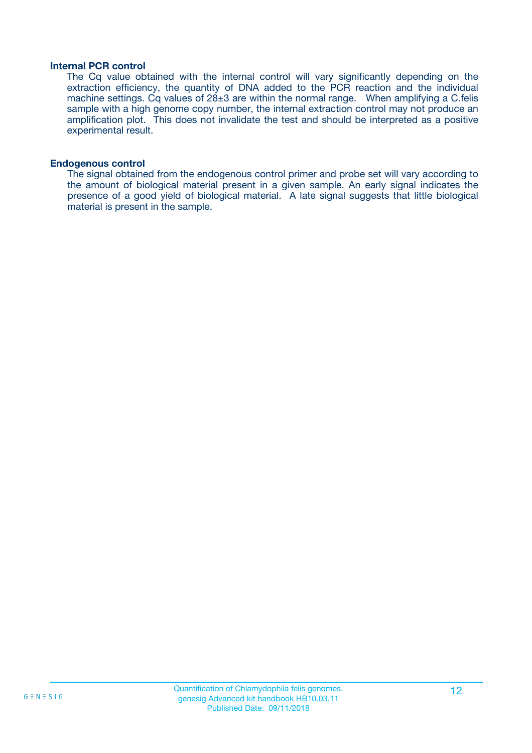### Internal PCR control

The Cq value obtained with the internal control will vary significantly depending on the extraction efficiency, the quantity of DNA added to the PCR reaction and the individual machine settings. Cq values of 28±3 are within the normal range. When amplifying a C.felis sample with a high genome copy number, the internal extraction control may not produce an amplification plot. This does not invalidate the test and should be interpreted as a positive experimental result.

### Endogenous control

The signal obtained from the endogenous control primer and probe set will vary according to the amount of biological material present in a given sample. An early signal indicates the presence of a good yield of biological material. A late signal suggests that little biological material is present in the sample.